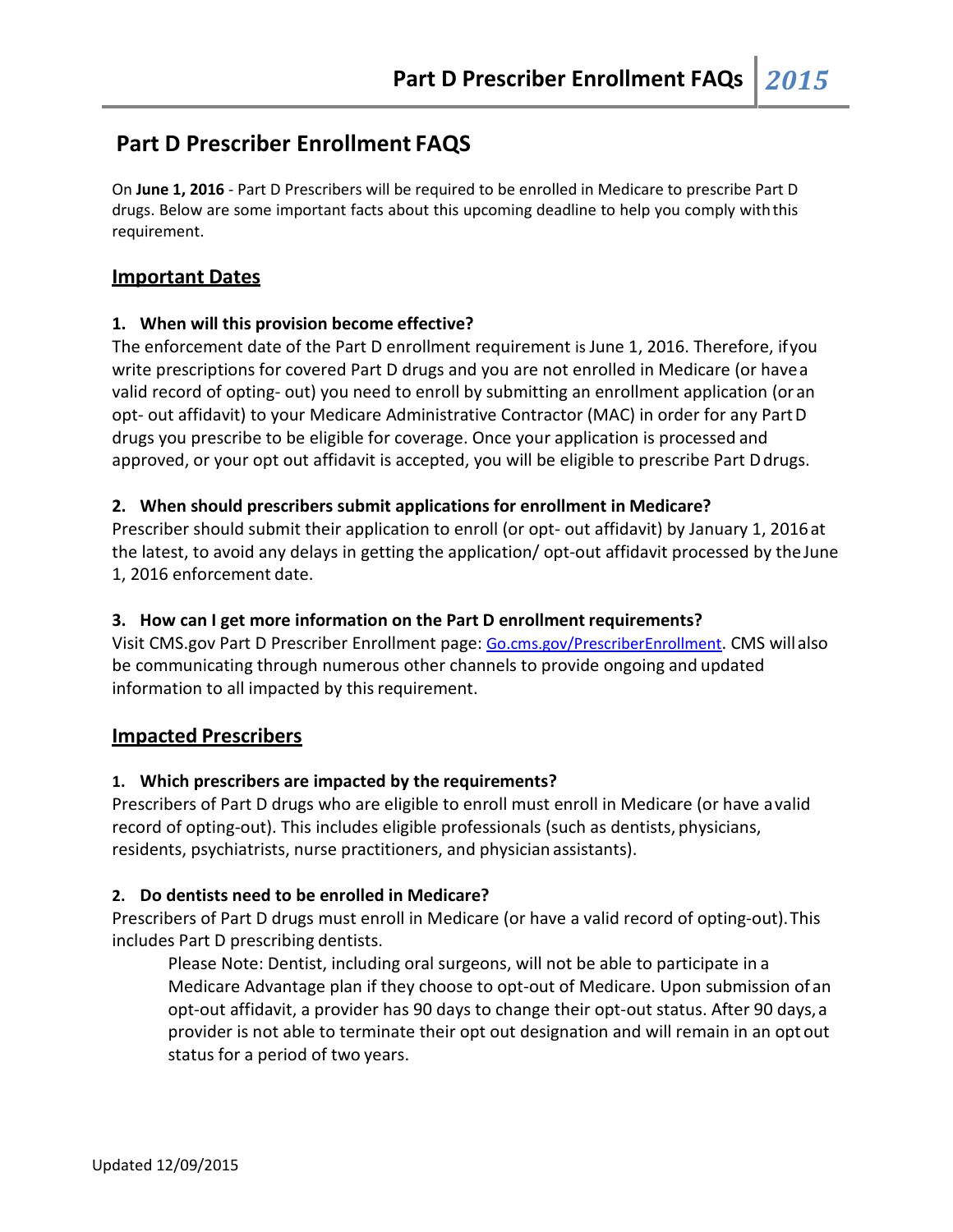# Part D Prescriber Enrollment FAQS

On **June 1, 2016** - Part D Prescribers will be required to be enrolled in Medicare to prescribe Part D drugs. Below are some important facts about this upcoming deadline to help you comply with this requirement.

## Important Dates

**1. When will this provision become effective?**

The enforcement date of the Part D enrollment requirement is June 1, 2016. Therefore, if you write prescriptions for covered Part D drugs and you are not enrolled in Medicare (or have a valid record of opting- out) you need to enroll by submitting an enrollment application (or an opt- out affidavit) to your Medicare Administrative Contractor (MAC) in order for any Part D drugs you prescribe to be eligible for coverage. Once your application is processed and approved, or your opt out affidavit is accepted, you will be eligible to prescribe Part D drugs.

**2. When should prescribers submit applications for enrollment in Medicare?**

Prescriber should submit their application to enroll (or opt- out affidavit) by January 1, 2016 at the latest, to avoid any delays in getting the application/ opt-out affidavit processed by the June 1, 2016 enforcement date.

**3. How can I get more information on the Part D enrollment requirements?**

Visit CMS.gov Part D Prescriber Enrollment page: Go.cms.gov/PrescriberEnrollment. CMS will also be communicating through numerous other channels to provide ongoing and updated information to all impacted by this requirement.

## Impacted Prescribers

**1. Which prescribers are impacted by the requirements?**

Prescribers of Part D drugs who are eligible to enroll must enroll in Medicare (or have a valid record of opting-out). This includes eligible professionals (such as dentists, physicians, residents, psychiatrists, nurse practitioners, and physician assistants).

**2. Do dentists need to be enrolled in Medicare?**

Prescribers of Part D drugs must enroll in Medicare (or have a valid record of opting-out). This includes Part D prescribing dentists.

> Please Note: Dentist, including oral surgeons, will not be able to participate in a Medicare Advantage plan if they choose to opt-out of Medicare. Upon submission of an opt-out affidavit, a provider has 90 days to change their opt-out status. After 90 days, a provider is not able to terminate their opt out designation and will remain in an opt out status for a period of two years.

Updated 12/09/2015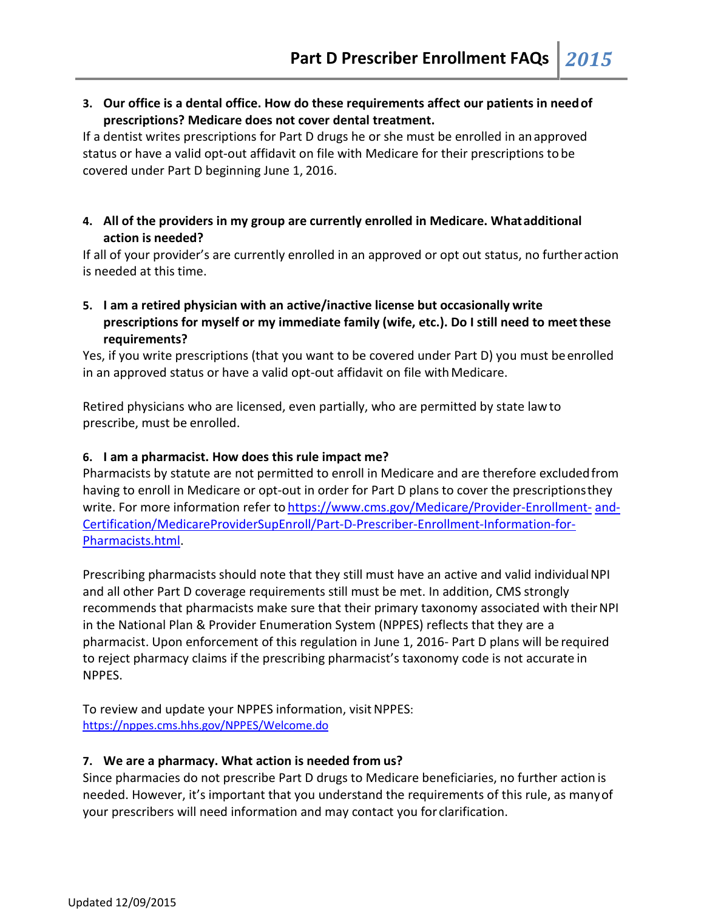**3. Our office is a dental office. How do these requirements affect our patients in need of prescriptions? Medicare does not cover dental treatment.**

If a dentist writes prescriptions for Part D drugs he or she must be enrolled in an approved status or have a valid opt-out affidavit on file with Medicare for their prescriptions to be covered under Part D beginning June 1, 2016.

**4. All of the providers in my group are currently enrolled in Medicare. What additional action is needed?**

If all of your provider's are currently enrolled in an approved or opt out status, no further action is needed at this time.

**5. I am a retired physician with an active/inactive license but occasionally write prescriptions for myself or my immediate family (wife, etc.). Do I still need to meet these requirements?**

Yes, if you write prescriptions (that you want to be covered under Part D) you must be enrolled in an approved status or have a valid opt-out affidavit on file with Medicare.

Retired physicians who are licensed, even partially, who are permitted by state law to prescribe, must be enrolled.

**6. I am a pharmacist. How does this rule impact me?**

Pharmacists by statute are not permitted to enroll in Medicare and are therefore excluded from having to enroll in Medicare or opt-out in order for Part D plans to cover the prescriptions they write. For more information refer to https://www.cms.gov/Medicare/Provider-Enrollment-and-Certification/MedicareProviderSupEnroll/Part-D-Prescriber-Enrollment-Information-for-Pharmacists.html.

Prescribing pharmacists should note that they still must have an active and valid individual NPI and all other Part D coverage requirements still must be met. In addition, CMS strongly recommends that pharmacists make sure that their primary taxonomy associated with their NPI in the National Plan & Provider Enumeration System (NPPES) reflects that they are a pharmacist. Upon enforcement of this regulation in June 1, 2016- Part D plans will be required to reject pharmacy claims if the prescribing pharmacist's taxonomy code is not accurate in NPPES.

To review and update your NPPES information, visit NPPES:
https://nppes.cms.hhs.gov/NPPES/Welcome.do

**7. We are a pharmacy. What action is needed from us?**

Since pharmacies do not prescribe Part D drugs to Medicare beneficiaries, no further action is needed. However, it's important that you understand the requirements of this rule, as many of your prescribers will need information and may contact you for clarification.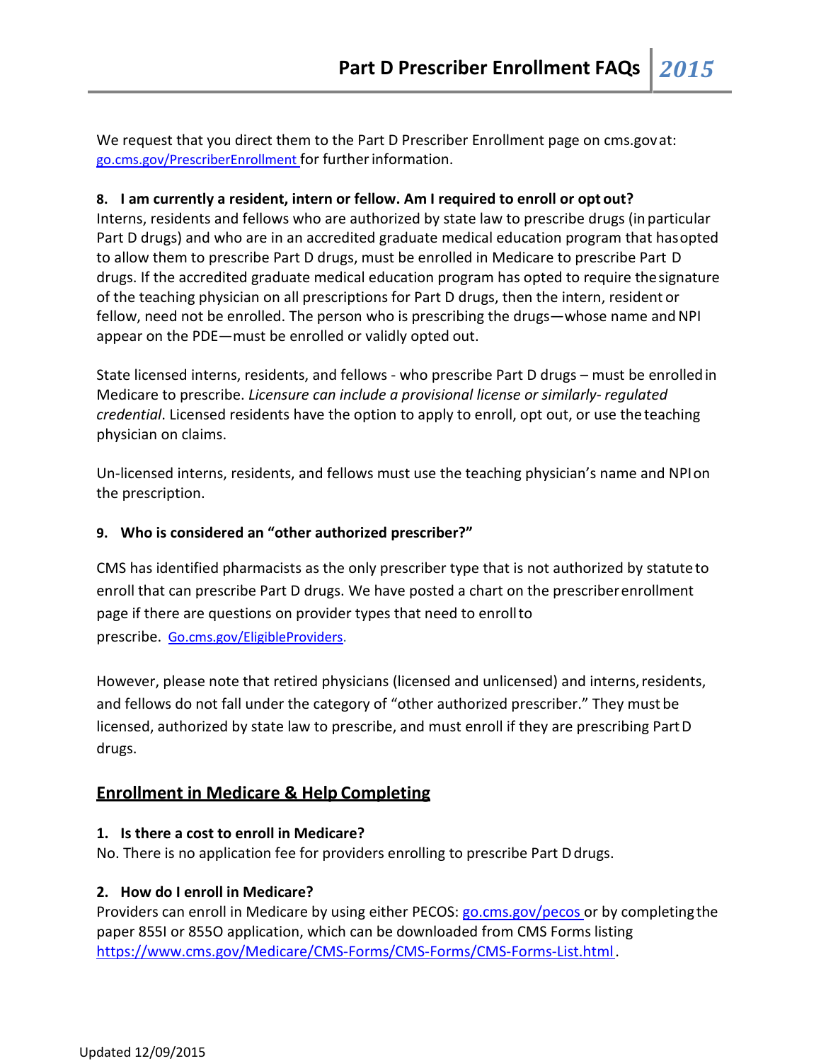We request that you direct them to the Part D Prescriber Enrollment page on cms.gov at: go.cms.gov/PrescriberEnrollment for further information.

**8. I am currently a resident, intern or fellow. Am I required to enroll or opt out?**

Interns, residents and fellows who are authorized by state law to prescribe drugs (in particular Part D drugs) and who are in an accredited graduate medical education program that has opted to allow them to prescribe Part D drugs, must be enrolled in Medicare to prescribe Part D drugs. If the accredited graduate medical education program has opted to require the signature of the teaching physician on all prescriptions for Part D drugs, then the intern, resident or fellow, need not be enrolled. The person who is prescribing the drugs—whose name and NPI appear on the PDE—must be enrolled or validly opted out.

State licensed interns, residents, and fellows - who prescribe Part D drugs – must be enrolled in Medicare to prescribe. *Licensure can include a provisional license or similarly- regulated credential*. Licensed residents have the option to apply to enroll, opt out, or use the teaching physician on claims.

Un-licensed interns, residents, and fellows must use the teaching physician's name and NPI on the prescription.

**9. Who is considered an "other authorized prescriber?"**

CMS has identified pharmacists as the only prescriber type that is not authorized by statute to enroll that can prescribe Part D drugs. We have posted a chart on the prescriber enrollment page if there are questions on provider types that need to enroll to prescribe. Go.cms.gov/EligibleProviders.

However, please note that retired physicians (licensed and unlicensed) and interns, residents, and fellows do not fall under the category of "other authorized prescriber." They must be licensed, authorized by state law to prescribe, and must enroll if they are prescribing Part D drugs.

## Enrollment in Medicare & Help Completing

**1. Is there a cost to enroll in Medicare?**

No. There is no application fee for providers enrolling to prescribe Part D drugs.

**2. How do I enroll in Medicare?**

Providers can enroll in Medicare by using either PECOS: go.cms.gov/pecos or by completing the paper 855I or 855O application, which can be downloaded from CMS Forms listing https://www.cms.gov/Medicare/CMS-Forms/CMS-Forms/CMS-Forms-List.html.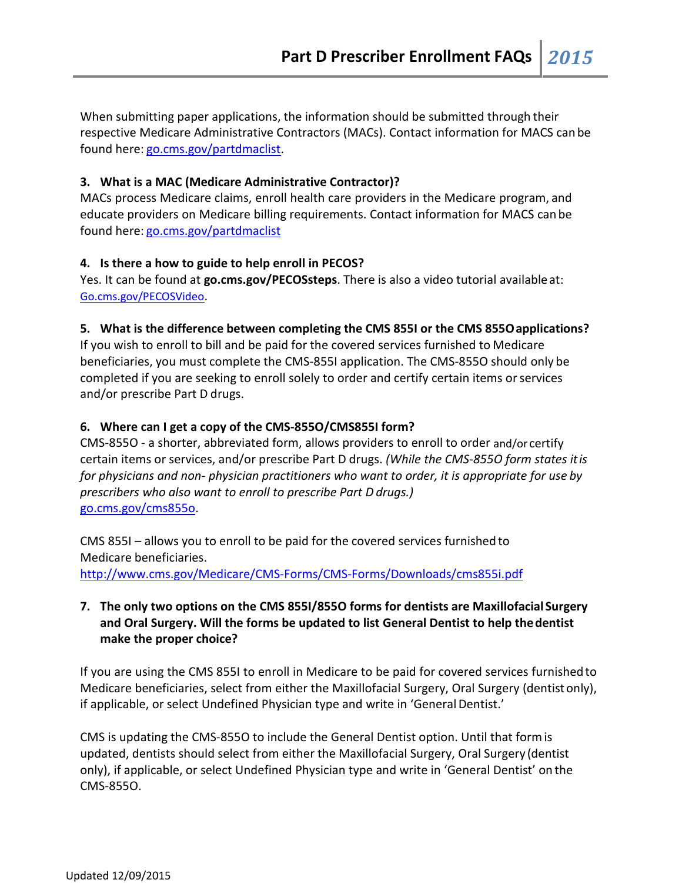When submitting paper applications, the information should be submitted through their respective Medicare Administrative Contractors (MACs). Contact information for MACS can be found here: [go.cms.gov/partdmaclist](go.cms.gov/partdmaclist).

**3. What is a MAC (Medicare Administrative Contractor)?**

MACs process Medicare claims, enroll health care providers in the Medicare program, and educate providers on Medicare billing requirements. Contact information for MACS can be found here: [go.cms.gov/partdmaclist](go.cms.gov/partdmaclist)

**4. Is there a how to guide to help enroll in PECOS?**

Yes. It can be found at **go.cms.gov/PECOSsteps**. There is also a video tutorial available at: [Go.cms.gov/PECOSVideo](Go.cms.gov/PECOSVideo).

**5. What is the difference between completing the CMS 855I or the CMS 855O applications?**

If you wish to enroll to bill and be paid for the covered services furnished to Medicare beneficiaries, you must complete the CMS-855I application. The CMS-855O should only be completed if you are seeking to enroll solely to order and certify certain items or services and/or prescribe Part D drugs.

**6. Where can I get a copy of the CMS-855O/CMS855I form?**

CMS-855O - a shorter, abbreviated form, allows providers to enroll to order and/or certify certain items or services, and/or prescribe Part D drugs. *(While the CMS-855O form states it is for physicians and non- physician practitioners who want to order, it is appropriate for use by prescribers who also want to enroll to prescribe Part D drugs.)*
[go.cms.gov/cms855o](go.cms.gov/cms855o).

CMS 855I – allows you to enroll to be paid for the covered services furnished to Medicare beneficiaries.
[http://www.cms.gov/Medicare/CMS-Forms/CMS-Forms/Downloads/cms855i.pdf](http://www.cms.gov/Medicare/CMS-Forms/CMS-Forms/Downloads/cms855i.pdf)

**7. The only two options on the CMS 855I/855O forms for dentists are Maxillofacial Surgery and Oral Surgery. Will the forms be updated to list General Dentist to help the dentist make the proper choice?**

If you are using the CMS 855I to enroll in Medicare to be paid for covered services furnished to Medicare beneficiaries, select from either the Maxillofacial Surgery, Oral Surgery (dentist only), if applicable, or select Undefined Physician type and write in 'General Dentist.'

CMS is updating the CMS-855O to include the General Dentist option. Until that form is updated, dentists should select from either the Maxillofacial Surgery, Oral Surgery (dentist only), if applicable, or select Undefined Physician type and write in 'General Dentist' on the CMS-855O.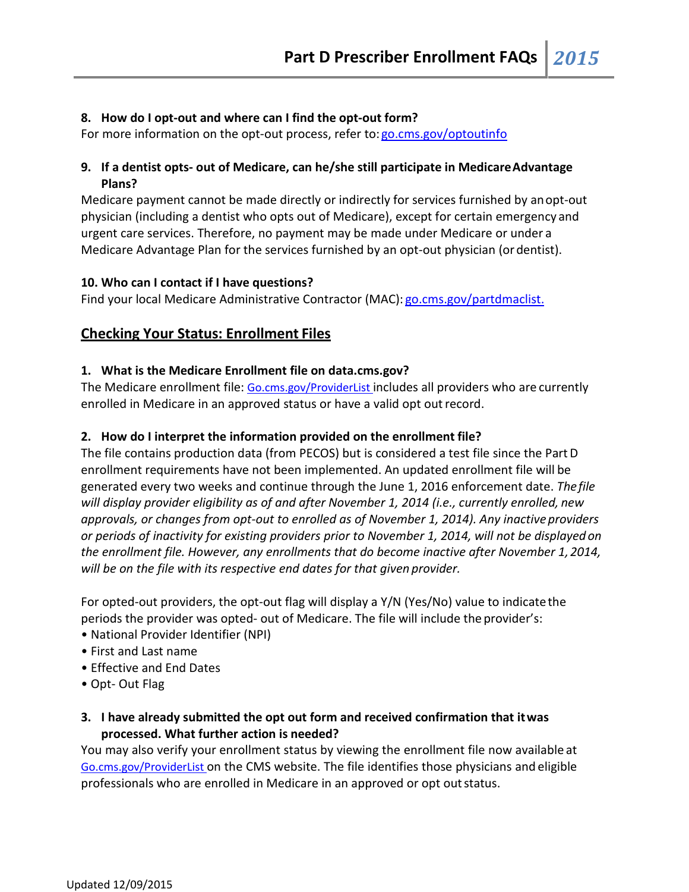**8. How do I opt-out and where can I find the opt-out form?**

For more information on the opt-out process, refer to: go.cms.gov/optoutinfo

**9. If a dentist opts- out of Medicare, can he/she still participate in Medicare Advantage Plans?**

Medicare payment cannot be made directly or indirectly for services furnished by an opt-out physician (including a dentist who opts out of Medicare), except for certain emergency and urgent care services. Therefore, no payment may be made under Medicare or under a Medicare Advantage Plan for the services furnished by an opt-out physician (or dentist).

**10. Who can I contact if I have questions?**

Find your local Medicare Administrative Contractor (MAC): go.cms.gov/partdmaclist.

## Checking Your Status: Enrollment Files

**1. What is the Medicare Enrollment file on data.cms.gov?**

The Medicare enrollment file: Go.cms.gov/ProviderList includes all providers who are currently enrolled in Medicare in an approved status or have a valid opt out record.

**2. How do I interpret the information provided on the enrollment file?**

The file contains production data (from PECOS) but is considered a test file since the Part D enrollment requirements have not been implemented. An updated enrollment file will be generated every two weeks and continue through the June 1, 2016 enforcement date. *The file will display provider eligibility as of and after November 1, 2014 (i.e., currently enrolled, new approvals, or changes from opt-out to enrolled as of November 1, 2014). Any inactive providers or periods of inactivity for existing providers prior to November 1, 2014, will not be displayed on the enrollment file. However, any enrollments that do become inactive after November 1, 2014, will be on the file with its respective end dates for that given provider.*

For opted-out providers, the opt-out flag will display a Y/N (Yes/No) value to indicate the periods the provider was opted- out of Medicare. The file will include the provider's:

- National Provider Identifier (NPI)
- First and Last name
- Effective and End Dates
- Opt- Out Flag

**3. I have already submitted the opt out form and received confirmation that it was processed. What further action is needed?**

You may also verify your enrollment status by viewing the enrollment file now available at Go.cms.gov/ProviderList on the CMS website. The file identifies those physicians and eligible professionals who are enrolled in Medicare in an approved or opt out status.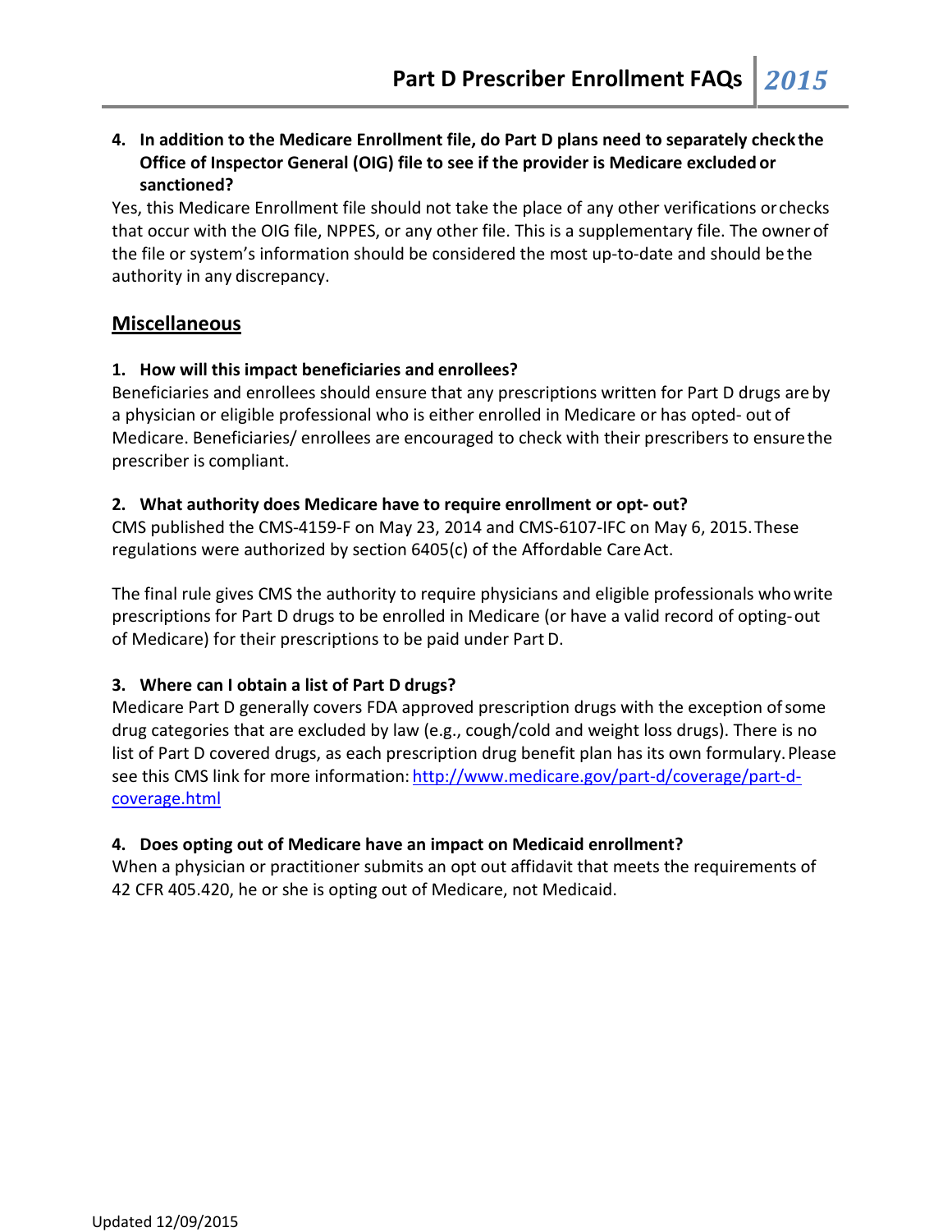**4. In addition to the Medicare Enrollment file, do Part D plans need to separately check the Office of Inspector General (OIG) file to see if the provider is Medicare excluded or sanctioned?**

Yes, this Medicare Enrollment file should not take the place of any other verifications or checks that occur with the OIG file, NPPES, or any other file. This is a supplementary file. The owner of the file or system's information should be considered the most up-to-date and should be the authority in any discrepancy.

## Miscellaneous

**1. How will this impact beneficiaries and enrollees?**

Beneficiaries and enrollees should ensure that any prescriptions written for Part D drugs are by a physician or eligible professional who is either enrolled in Medicare or has opted- out of Medicare. Beneficiaries/ enrollees are encouraged to check with their prescribers to ensure the prescriber is compliant.

**2. What authority does Medicare have to require enrollment or opt- out?**

CMS published the CMS-4159-F on May 23, 2014 and CMS-6107-IFC on May 6, 2015. These regulations were authorized by section 6405(c) of the Affordable Care Act.

The final rule gives CMS the authority to require physicians and eligible professionals who write prescriptions for Part D drugs to be enrolled in Medicare (or have a valid record of opting-out of Medicare) for their prescriptions to be paid under Part D.

**3. Where can I obtain a list of Part D drugs?**

Medicare Part D generally covers FDA approved prescription drugs with the exception of some drug categories that are excluded by law (e.g., cough/cold and weight loss drugs). There is no list of Part D covered drugs, as each prescription drug benefit plan has its own formulary. Please see this CMS link for more information: [http://www.medicare.gov/part-d/coverage/part-d-coverage.html](http://www.medicare.gov/part-d/coverage/part-d-coverage.html)

**4. Does opting out of Medicare have an impact on Medicaid enrollment?**

When a physician or practitioner submits an opt out affidavit that meets the requirements of 42 CFR 405.420, he or she is opting out of Medicare, not Medicaid.